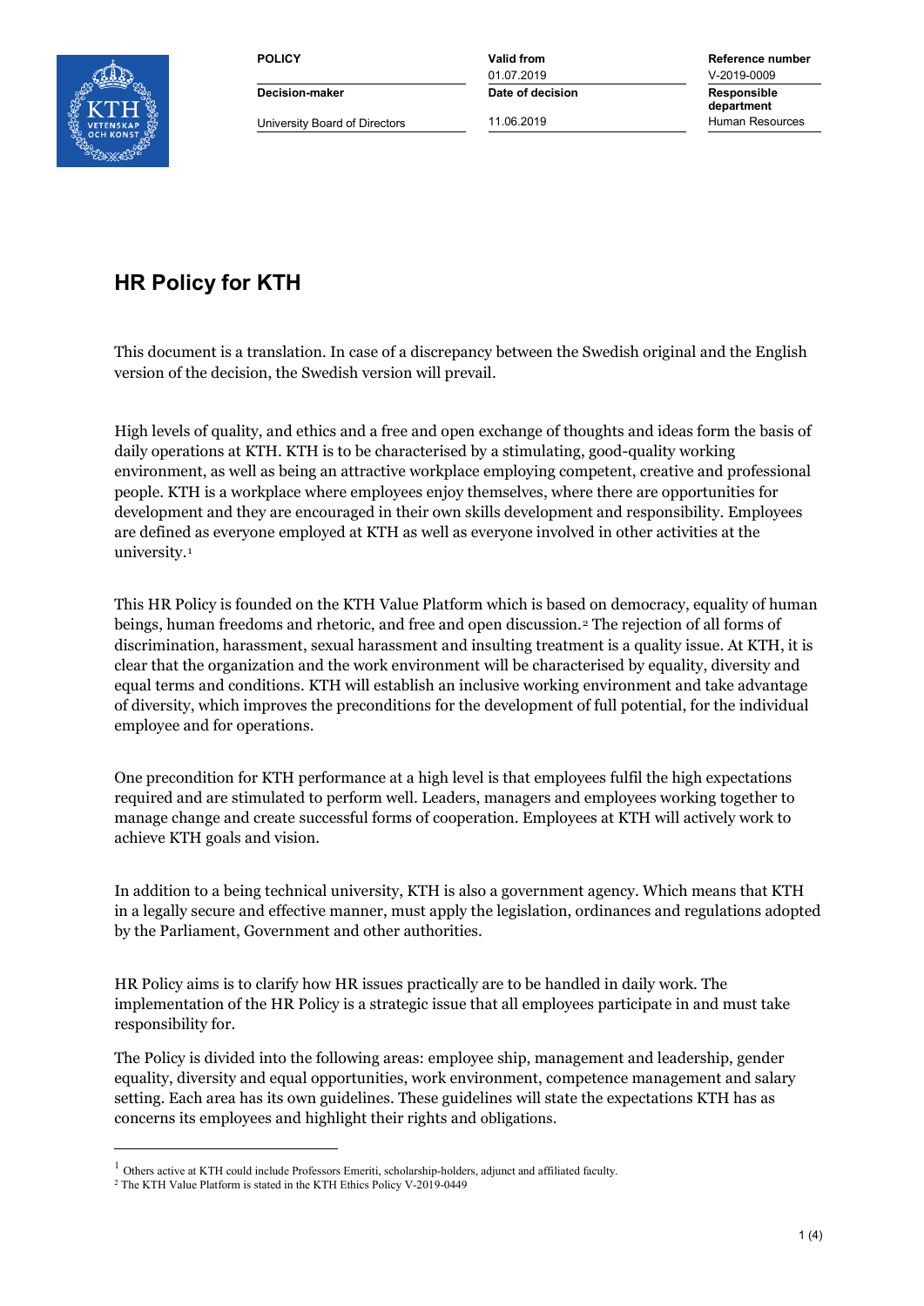| POLICY | Valid from | Reference number |
| --- | --- | --- |
| | 01.07.2019 | V-2019-0009 |
| **Decision-maker** | **Date of decision** | **Responsible department** |
| University Board of Directors | 11.06.2019 | Human Resources |

# HR Policy for KTH

This document is a translation. In case of a discrepancy between the Swedish original and the English version of the decision, the Swedish version will prevail.

High levels of quality, and ethics and a free and open exchange of thoughts and ideas form the basis of daily operations at KTH. KTH is to be characterised by a stimulating, good-quality working environment, as well as being an attractive workplace employing competent, creative and professional people. KTH is a workplace where employees enjoy themselves, where there are opportunities for development and they are encouraged in their own skills development and responsibility. Employees are defined as everyone employed at KTH as well as everyone involved in other activities at the university.[1]

This HR Policy is founded on the KTH Value Platform which is based on democracy, equality of human beings, human freedoms and rhetoric, and free and open discussion.[2] The rejection of all forms of discrimination, harassment, sexual harassment and insulting treatment is a quality issue. At KTH, it is clear that the organization and the work environment will be characterised by equality, diversity and equal terms and conditions. KTH will establish an inclusive working environment and take advantage of diversity, which improves the preconditions for the development of full potential, for the individual employee and for operations.

One precondition for KTH performance at a high level is that employees fulfil the high expectations required and are stimulated to perform well. Leaders, managers and employees working together to manage change and create successful forms of cooperation. Employees at KTH will actively work to achieve KTH goals and vision.

In addition to a being technical university, KTH is also a government agency. Which means that KTH in a legally secure and effective manner, must apply the legislation, ordinances and regulations adopted by the Parliament, Government and other authorities.

HR Policy aims is to clarify how HR issues practically are to be handled in daily work. The implementation of the HR Policy is a strategic issue that all employees participate in and must take responsibility for.

The Policy is divided into the following areas: employee ship, management and leadership, gender equality, diversity and equal opportunities, work environment, competence management and salary setting. Each area has its own guidelines. These guidelines will state the expectations KTH has as concerns its employees and highlight their rights and obligations.

---

[1] Others active at KTH could include Professors Emeriti, scholarship-holders, adjunct and affiliated faculty.

[2] The KTH Value Platform is stated in the KTH Ethics Policy V-2019-0449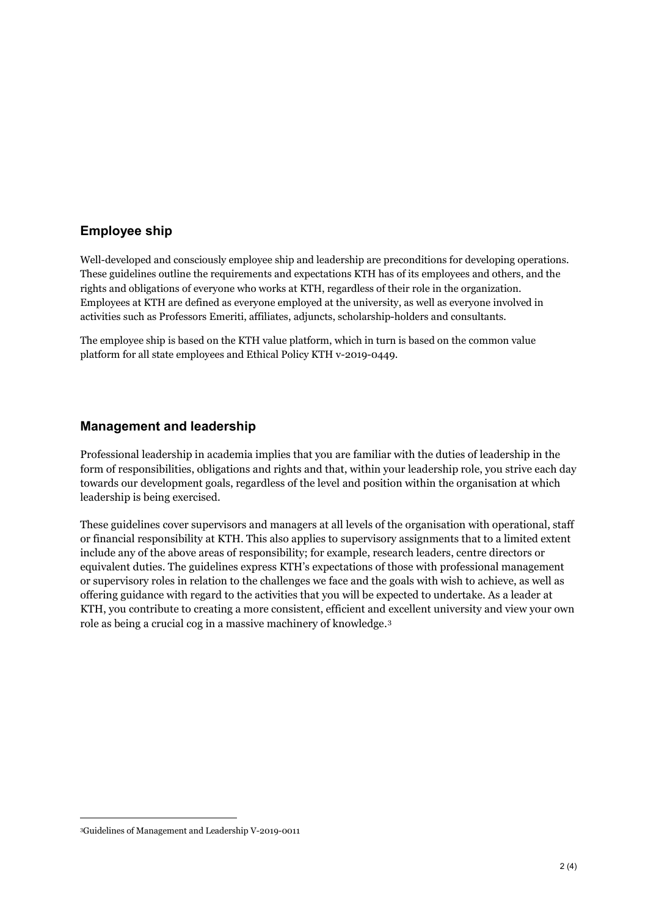## Employee ship

Well-developed and consciously employee ship and leadership are preconditions for developing operations. These guidelines outline the requirements and expectations KTH has of its employees and others, and the rights and obligations of everyone who works at KTH, regardless of their role in the organization. Employees at KTH are defined as everyone employed at the university, as well as everyone involved in activities such as Professors Emeriti, affiliates, adjuncts, scholarship-holders and consultants.

The employee ship is based on the KTH value platform, which in turn is based on the common value platform for all state employees and Ethical Policy KTH v-2019-0449.

## Management and leadership

Professional leadership in academia implies that you are familiar with the duties of leadership in the form of responsibilities, obligations and rights and that, within your leadership role, you strive each day towards our development goals, regardless of the level and position within the organisation at which leadership is being exercised.

These guidelines cover supervisors and managers at all levels of the organisation with operational, staff or financial responsibility at KTH. This also applies to supervisory assignments that to a limited extent include any of the above areas of responsibility; for example, research leaders, centre directors or equivalent duties. The guidelines express KTH's expectations of those with professional management or supervisory roles in relation to the challenges we face and the goals with wish to achieve, as well as offering guidance with regard to the activities that you will be expected to undertake. As a leader at KTH, you contribute to creating a more consistent, efficient and excellent university and view your own role as being a crucial cog in a massive machinery of knowledge.[3]

---

[3]Guidelines of Management and Leadership V-2019-0011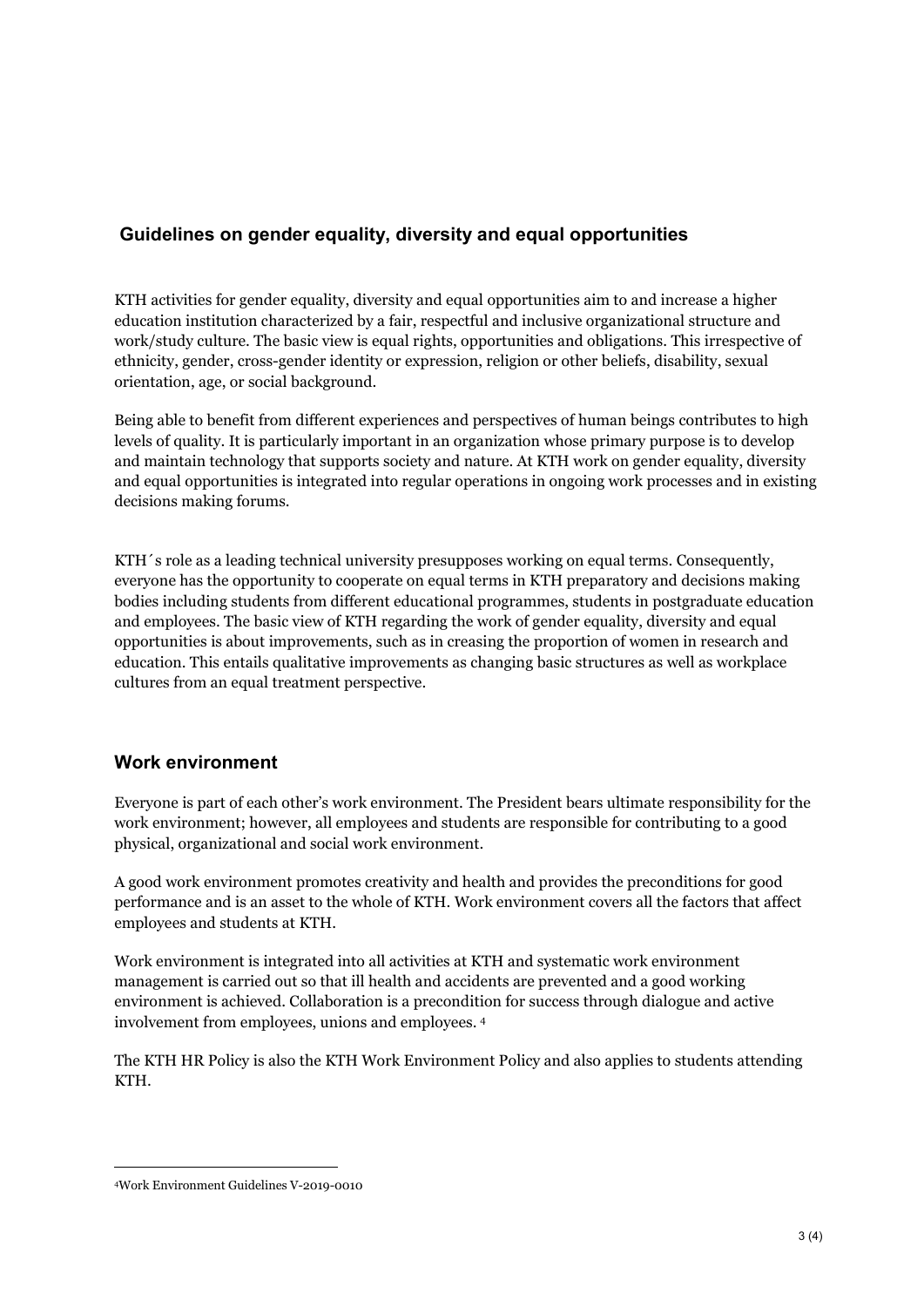## Guidelines on gender equality, diversity and equal opportunities

KTH activities for gender equality, diversity and equal opportunities aim to and increase a higher education institution characterized by a fair, respectful and inclusive organizational structure and work/study culture. The basic view is equal rights, opportunities and obligations. This irrespective of ethnicity, gender, cross-gender identity or expression, religion or other beliefs, disability, sexual orientation, age, or social background.

Being able to benefit from different experiences and perspectives of human beings contributes to high levels of quality. It is particularly important in an organization whose primary purpose is to develop and maintain technology that supports society and nature. At KTH work on gender equality, diversity and equal opportunities is integrated into regular operations in ongoing work processes and in existing decisions making forums.

KTH´s role as a leading technical university presupposes working on equal terms. Consequently, everyone has the opportunity to cooperate on equal terms in KTH preparatory and decisions making bodies including students from different educational programmes, students in postgraduate education and employees. The basic view of KTH regarding the work of gender equality, diversity and equal opportunities is about improvements, such as in creasing the proportion of women in research and education. This entails qualitative improvements as changing basic structures as well as workplace cultures from an equal treatment perspective.

## Work environment

Everyone is part of each other's work environment. The President bears ultimate responsibility for the work environment; however, all employees and students are responsible for contributing to a good physical, organizational and social work environment.

A good work environment promotes creativity and health and provides the preconditions for good performance and is an asset to the whole of KTH. Work environment covers all the factors that affect employees and students at KTH.

Work environment is integrated into all activities at KTH and systematic work environment management is carried out so that ill health and accidents are prevented and a good working environment is achieved. Collaboration is a precondition for success through dialogue and active involvement from employees, unions and employees. [4]

The KTH HR Policy is also the KTH Work Environment Policy and also applies to students attending KTH.

---

[4] Work Environment Guidelines V-2019-0010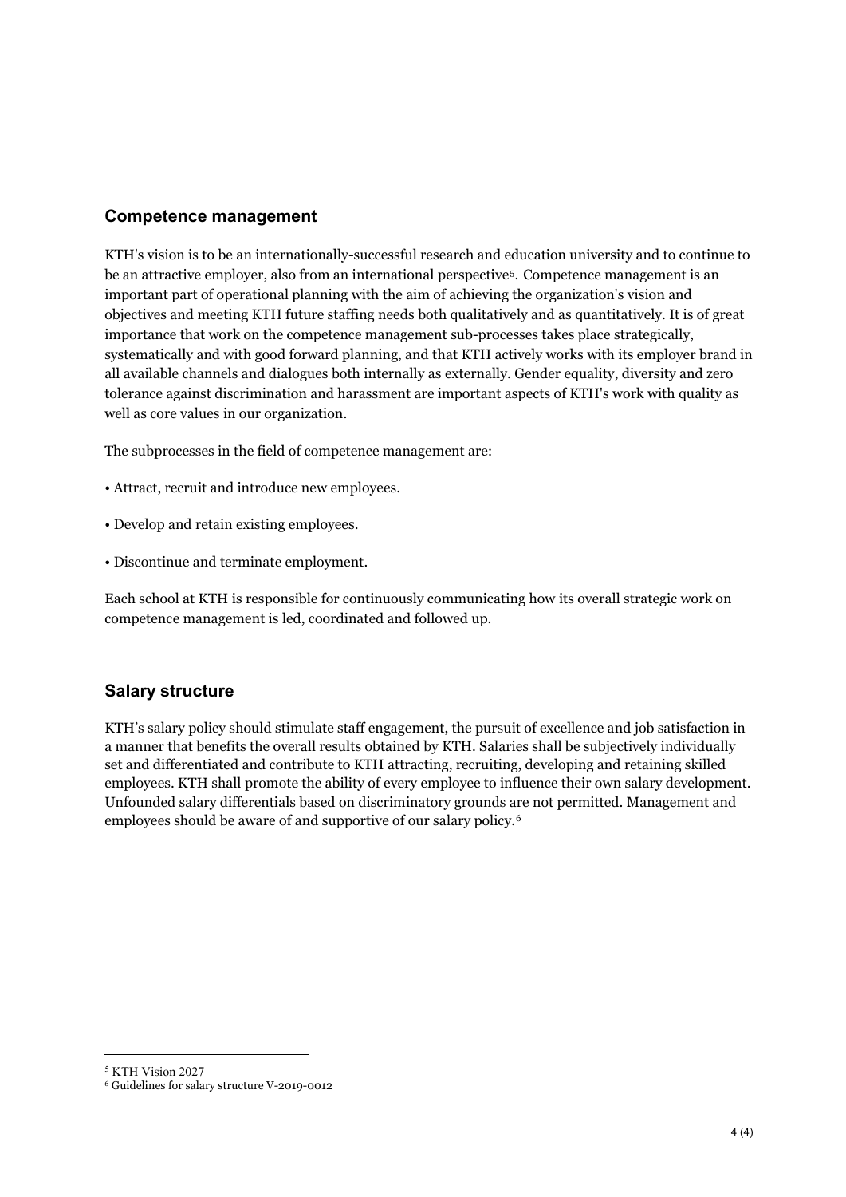## Competence management

KTH's vision is to be an internationally-successful research and education university and to continue to be an attractive employer, also from an international perspective[5]. Competence management is an important part of operational planning with the aim of achieving the organization's vision and objectives and meeting KTH future staffing needs both qualitatively and as quantitatively. It is of great importance that work on the competence management sub-processes takes place strategically, systematically and with good forward planning, and that KTH actively works with its employer brand in all available channels and dialogues both internally as externally. Gender equality, diversity and zero tolerance against discrimination and harassment are important aspects of KTH's work with quality as well as core values in our organization.

The subprocesses in the field of competence management are:

- Attract, recruit and introduce new employees.
- Develop and retain existing employees.
- Discontinue and terminate employment.

Each school at KTH is responsible for continuously communicating how its overall strategic work on competence management is led, coordinated and followed up.

## Salary structure

KTH's salary policy should stimulate staff engagement, the pursuit of excellence and job satisfaction in a manner that benefits the overall results obtained by KTH. Salaries shall be subjectively individually set and differentiated and contribute to KTH attracting, recruiting, developing and retaining skilled employees. KTH shall promote the ability of every employee to influence their own salary development. Unfounded salary differentials based on discriminatory grounds are not permitted. Management and employees should be aware of and supportive of our salary policy.[6]

---

[5] KTH Vision 2027

[6] Guidelines for salary structure V-2019-0012